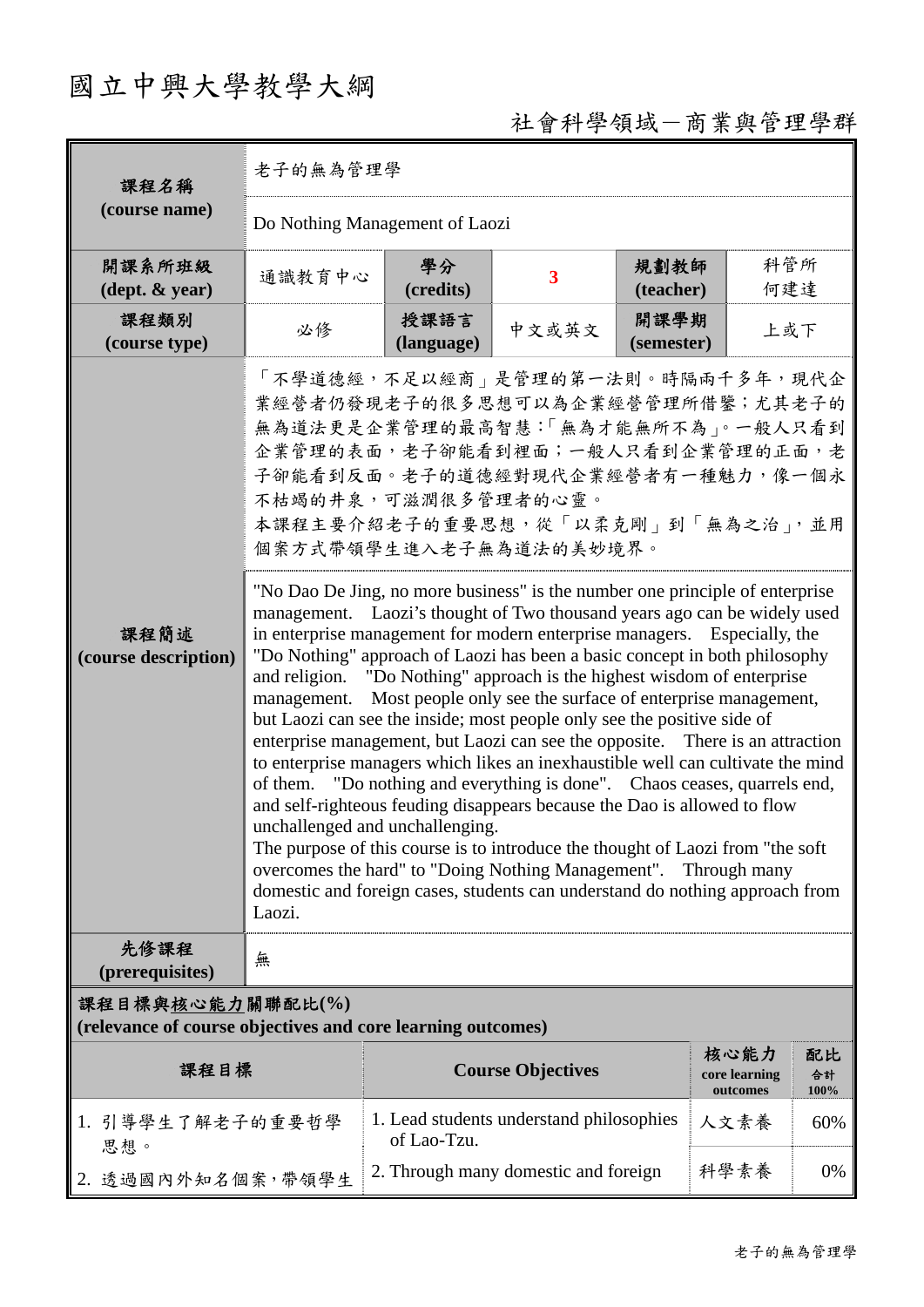# 國立中興大學教學大綱

社會科學領域－商業與管理學群

| 課程名稱 (course name) | 老子的無為管理學 | | | | |
|---|---|---|---|---|---|
| | Do Nothing Management of Laozi | | | | |
| 開課系所班級 (dept. & year) | 通識教育中心 | 學分 (credits) | 3 | 規劃教師 (teacher) | 科管所 何建達 |
| 課程類別 (course type) | 必修 | 授課語言 (language) | 中文或英文 | 開課學期 (semester) | 上或下 |
| 課程簡述 (course description) | 「不學道德經，不足以經商」是管理的第一法則。時隔兩千多年，現代企業經營者仍發現老子的很多思想可以為企業經營管理所借鑒；尤其老子的無為道法更是企業管理的最高智慧：「無為才能無所不為」。一般人只看到企業管理的表面，老子卻能看到裡面；一般人只看到企業管理的正面，老子卻能看到反面。老子的道德經對現代企業經營者有一種魅力，像一個永不枯竭的井泉，可滋潤很多管理者的心靈。<br>本課程主要介紹老子的重要思想，從「以柔克剛」到「無為之治」，並用個案方式帶領學生進入老子無為道法的美妙境界。 | | | | |
| | "No Dao De Jing, no more business" is the number one principle of enterprise management. Laozi's thought of Two thousand years ago can be widely used in enterprise management for modern enterprise managers. Especially, the "Do Nothing" approach of Laozi has been a basic concept in both philosophy and religion. "Do Nothing" approach is the highest wisdom of enterprise management. Most people only see the surface of enterprise management, but Laozi can see the inside; most people only see the positive side of enterprise management, but Laozi can see the opposite. There is an attraction to enterprise managers which likes an inexhaustible well can cultivate the mind of them. "Do nothing and everything is done". Chaos ceases, quarrels end, and self-righteous feuding disappears because the Dao is allowed to flow unchallenged and unchallenging.<br>The purpose of this course is to introduce the thought of Laozi from "the soft overcomes the hard" to "Doing Nothing Management". Through many domestic and foreign cases, students can understand do nothing approach from Laozi. | | | | |
| 先修課程 (prerequisites) | 無 | | | | |

**課程目標與核心能力關聯配比(%) (relevance of course objectives and core learning outcomes)**

| 課程目標 | Course Objectives | 核心能力 core learning outcomes | 配比 合計 100% |
|---|---|---|---|
| 1. 引導學生了解老子的重要哲學思想。 | 1. Lead students understand philosophies of Lao-Tzu. | 人文素養 | 60% |
| 2. 透過國內外知名個案，帶領學生 | 2. Through many domestic and foreign | 科學素養 | 0% |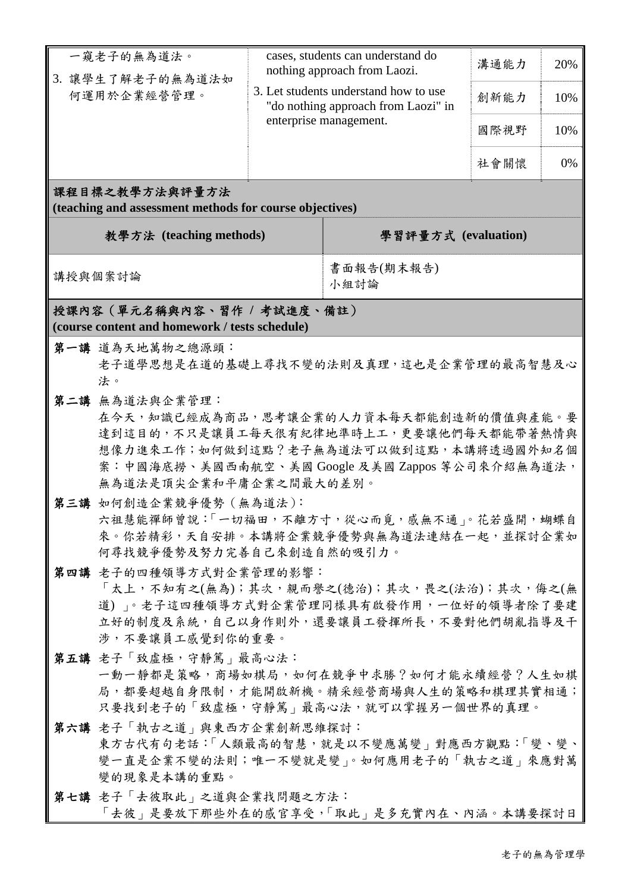| | | | |
|---|---|---|---|
| 一窺老子的無為道法。<br>3. 讓學生了解老子的無為道法如何運用於企業經營管理。 | cases, students can understand do nothing approach from Laozi.<br>3. Let students understand how to use "do nothing approach from Laozi" in enterprise management. | 溝通能力 | 20% |
| | | 創新能力 | 10% |
| | | 國際視野 | 10% |
| | | 社會關懷 | 0% |

**課程目標之教學方法與評量方法**
**(teaching and assessment methods for course objectives)**

| 教學方法 (teaching methods) | 學習評量方式 (evaluation) |
|---|---|
| 講授與個案討論 | 書面報告(期末報告)<br>小組討論 |

**授課內容（單元名稱與內容、習作 / 考試進度、備註）**
**(course content and homework / tests schedule)**

**第一講** 道為天地萬物之總源頭：
老子道學思想是在道的基礎上尋找不變的法則及真理，這也是企業管理的最高智慧及心法。

**第二講** 無為道法與企業管理：
在今天，知識已經成為商品，思考讓企業的人力資本每天都能創造新的價值與產能。要達到這目的，不只是讓員工每天很有紀律地準時上工，更要讓他們每天都能帶著熱情與想像力進來工作；如何做到這點？老子無為道法可以做到這點，本講將透過國外知名個案：中國海底撈、美國西南航空、美國 Google 及美國 Zappos 等公司來介紹無為道法，無為道法是頂尖企業和平庸企業之間最大的差別。

**第三講** 如何創造企業競爭優勢（無為道法）：
六祖慧能禪師曾說：「一切福田，不離方寸，從心而覓，感無不通」。花若盛開，蝴蝶自來。你若精彩，天自安排。本講將企業競爭優勢與無為道法連結在一起，並探討企業如何尋找競爭優勢及努力完善自己來創造自然的吸引力。

**第四講** 老子的四種領導方式對企業管理的影響：
「太上，不知有之(無為)；其次，親而譽之(德治)；其次，畏之(法治)；其次，侮之(無道) 」。老子這四種領導方式對企業管理同樣具有啟發作用，一位好的領導者除了要建立好的制度及系統，自己以身作則外，還要讓員工發揮所長，不要對他們胡亂指導及干涉，不要讓員工感覺到你的重要。

**第五講** 老子「致虛極，守靜篤」最高心法：
一動一靜都是策略，商場如棋局，如何在競爭中求勝？如何才能永續經營？人生如棋局，都要超越自身限制，才能開啟新機。精采經營商場與人生的策略和棋理其實相通；只要找到老子的「致虛極，守靜篤」最高心法，就可以掌握另一個世界的真理。

**第六講** 老子「執古之道」與東西方企業創新思維探討：
東方古代有句老話：「人類最高的智慧，就是以不變應萬變」對應西方觀點：「變、變、變一直是企業不變的法則；唯一不變就是變」。如何應用老子的「執古之道」來應對萬變的現象是本講的重點。

**第七講** 老子「去彼取此」之道與企業找問題之方法：
「去彼」是要放下那些外在的感官享受，「取此」是多充實內在、內涵。本講要探討日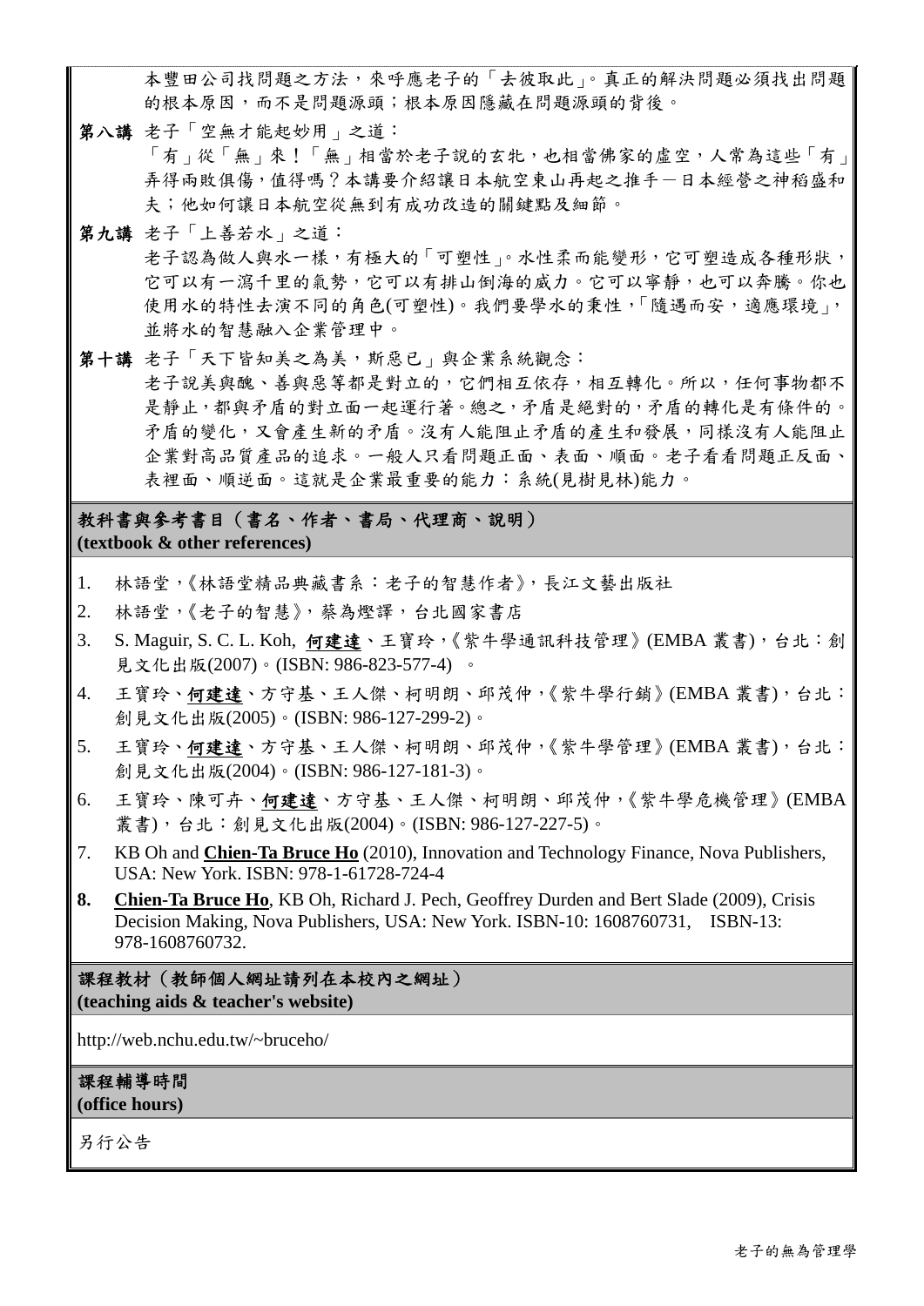本豐田公司找問題之方法，來呼應老子的「去彼取此」。真正的解決問題必須找出問題的根本原因，而不是問題源頭；根本原因隱藏在問題源頭的背後。

**第八講** 老子「空無才能起妙用」之道：
「有」從「無」來！「無」相當於老子說的玄牝，也相當佛家的虛空，人常為這些「有」弄得兩敗俱傷，值得嗎？本講要介紹讓日本航空東山再起之推手－日本經營之神稻盛和夫；他如何讓日本航空從無到有成功改造的關鍵點及細節。

**第九講** 老子「上善若水」之道：
老子認為做人與水一樣，有極大的「可塑性」。水性柔而能變形，它可塑造成各種形狀，它可以有一瀉千里的氣勢，它可以有排山倒海的威力。它可以寧靜，也可以奔騰。你也使用水的特性去演不同的角色(可塑性)。我們要學水的秉性，「隨遇而安，適應環境」，並將水的智慧融入企業管理中。

**第十講** 老子「天下皆知美之為美，斯惡已」與企業系統觀念：
老子說美與醜、善與惡等都是對立的，它們相互依存，相互轉化。所以，任何事物都不是靜止，都與矛盾的對立面一起運行著。總之，矛盾是絕對的，矛盾的轉化是有條件的。矛盾的變化，又會產生新的矛盾。沒有人能阻止矛盾的產生和發展，同樣沒有人能阻止企業對高品質產品的追求。一般人只看問題正面、表面、順面。老子看看問題正反面、表裡面、順逆面。這就是企業最重要的能力：系統(見樹見林)能力。

**教科書與參考書目（書名、作者、書局、代理商、說明）**
**(textbook & other references)**

1. 林語堂，《林語堂精品典藏書系：老子的智慧作者》，長江文藝出版社
2. 林語堂，《老子的智慧》，蔡為熞譯，台北國家書店
3. S. Maguir, S. C. L. Koh, **何建達**、王寶玲，《紫牛學通訊科技管理》(EMBA 叢書)，台北：創見文化出版(2007)。(ISBN: 986-823-577-4) 。
4. 王寶玲、**何建達**、方守基、王人傑、柯明朗、邱茂仲，《紫牛學行銷》(EMBA 叢書)，台北：創見文化出版(2005)。(ISBN: 986-127-299-2)。
5. 王寶玲、**何建達**、方守基、王人傑、柯明朗、邱茂仲，《紫牛學管理》(EMBA 叢書)，台北：創見文化出版(2004)。(ISBN: 986-127-181-3)。
6. 王寶玲、陳可卉、**何建達**、方守基、王人傑、柯明朗、邱茂仲，《紫牛學危機管理》(EMBA 叢書)，台北：創見文化出版(2004)。(ISBN: 986-127-227-5)。
7. KB Oh and **Chien-Ta Bruce Ho** (2010), Innovation and Technology Finance, Nova Publishers, USA: New York. ISBN: 978-1-61728-724-4
8. **Chien-Ta Bruce Ho**, KB Oh, Richard J. Pech, Geoffrey Durden and Bert Slade (2009), Crisis Decision Making, Nova Publishers, USA: New York. ISBN-10: 1608760731, ISBN-13: 978-1608760732.

**課程教材（教師個人網址請列在本校內之網址）**
**(teaching aids & teacher's website)**

http://web.nchu.edu.tw/~bruceho/

**課程輔導時間**
**(office hours)**

另行公告